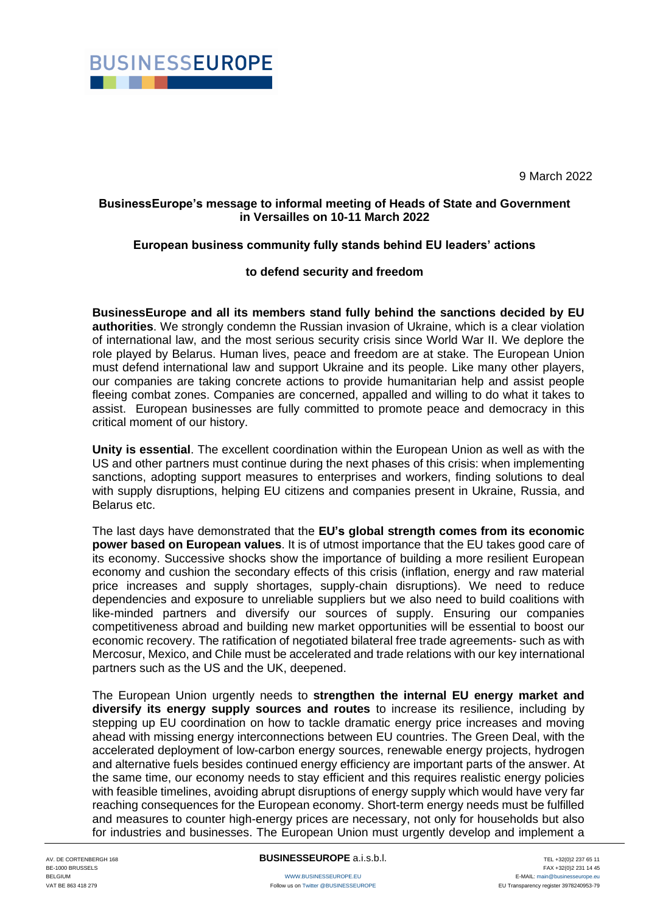BUSINESSEUROPE

9 March 2022

**BusinessEurope's message to informal meeting of Heads of State and Government in Versailles on 10-11 March 2022**

**European business community fully stands behind EU leaders' actions**

**to defend security and freedom**

**BusinessEurope and all its members stand fully behind the sanctions decided by EU authorities**. We strongly condemn the Russian invasion of Ukraine, which is a clear violation of international law, and the most serious security crisis since World War II. We deplore the role played by Belarus. Human lives, peace and freedom are at stake. The European Union must defend international law and support Ukraine and its people. Like many other players, our companies are taking concrete actions to provide humanitarian help and assist people fleeing combat zones. Companies are concerned, appalled and willing to do what it takes to assist. European businesses are fully committed to promote peace and democracy in this critical moment of our history.

**Unity is essential**. The excellent coordination within the European Union as well as with the US and other partners must continue during the next phases of this crisis: when implementing sanctions, adopting support measures to enterprises and workers, finding solutions to deal with supply disruptions, helping EU citizens and companies present in Ukraine, Russia, and Belarus etc.

The last days have demonstrated that the **EU's global strength comes from its economic power based on European values**. It is of utmost importance that the EU takes good care of its economy. Successive shocks show the importance of building a more resilient European economy and cushion the secondary effects of this crisis (inflation, energy and raw material price increases and supply shortages, supply-chain disruptions). We need to reduce dependencies and exposure to unreliable suppliers but we also need to build coalitions with like-minded partners and diversify our sources of supply. Ensuring our companies competitiveness abroad and building new market opportunities will be essential to boost our economic recovery. The ratification of negotiated bilateral free trade agreements- such as with Mercosur, Mexico, and Chile must be accelerated and trade relations with our key international partners such as the US and the UK, deepened.

The European Union urgently needs to **strengthen the internal EU energy market and diversify its energy supply sources and routes** to increase its resilience, including by stepping up EU coordination on how to tackle dramatic energy price increases and moving ahead with missing energy interconnections between EU countries. The Green Deal, with the accelerated deployment of low-carbon energy sources, renewable energy projects, hydrogen and alternative fuels besides continued energy efficiency are important parts of the answer. At the same time, our economy needs to stay efficient and this requires realistic energy policies with feasible timelines, avoiding abrupt disruptions of energy supply which would have very far reaching consequences for the European economy. Short-term energy needs must be fulfilled and measures to counter high-energy prices are necessary, not only for households but also for industries and businesses. The European Union must urgently develop and implement a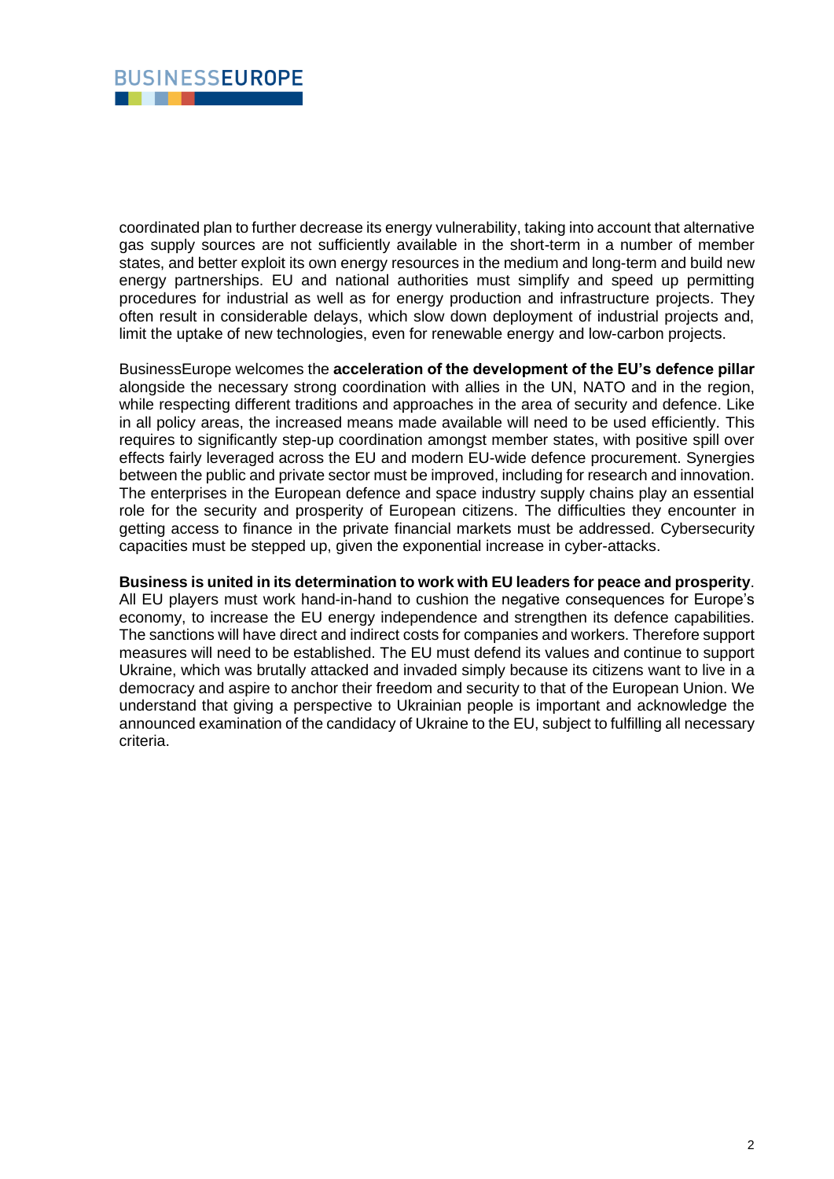coordinated plan to further decrease its energy vulnerability, taking into account that alternative gas supply sources are not sufficiently available in the short-term in a number of member states, and better exploit its own energy resources in the medium and long-term and build new energy partnerships. EU and national authorities must simplify and speed up permitting procedures for industrial as well as for energy production and infrastructure projects. They often result in considerable delays, which slow down deployment of industrial projects and, limit the uptake of new technologies, even for renewable energy and low-carbon projects.

BusinessEurope welcomes the **acceleration of the development of the EU's defence pillar** alongside the necessary strong coordination with allies in the UN, NATO and in the region, while respecting different traditions and approaches in the area of security and defence. Like in all policy areas, the increased means made available will need to be used efficiently. This requires to significantly step-up coordination amongst member states, with positive spill over effects fairly leveraged across the EU and modern EU-wide defence procurement. Synergies between the public and private sector must be improved, including for research and innovation. The enterprises in the European defence and space industry supply chains play an essential role for the security and prosperity of European citizens. The difficulties they encounter in getting access to finance in the private financial markets must be addressed. Cybersecurity capacities must be stepped up, given the exponential increase in cyber-attacks.

**Business is united in its determination to work with EU leaders for peace and prosperity**. All EU players must work hand-in-hand to cushion the negative consequences for Europe's economy, to increase the EU energy independence and strengthen its defence capabilities. The sanctions will have direct and indirect costs for companies and workers. Therefore support measures will need to be established. The EU must defend its values and continue to support Ukraine, which was brutally attacked and invaded simply because its citizens want to live in a democracy and aspire to anchor their freedom and security to that of the European Union. We understand that giving a perspective to Ukrainian people is important and acknowledge the announced examination of the candidacy of Ukraine to the EU, subject to fulfilling all necessary criteria.